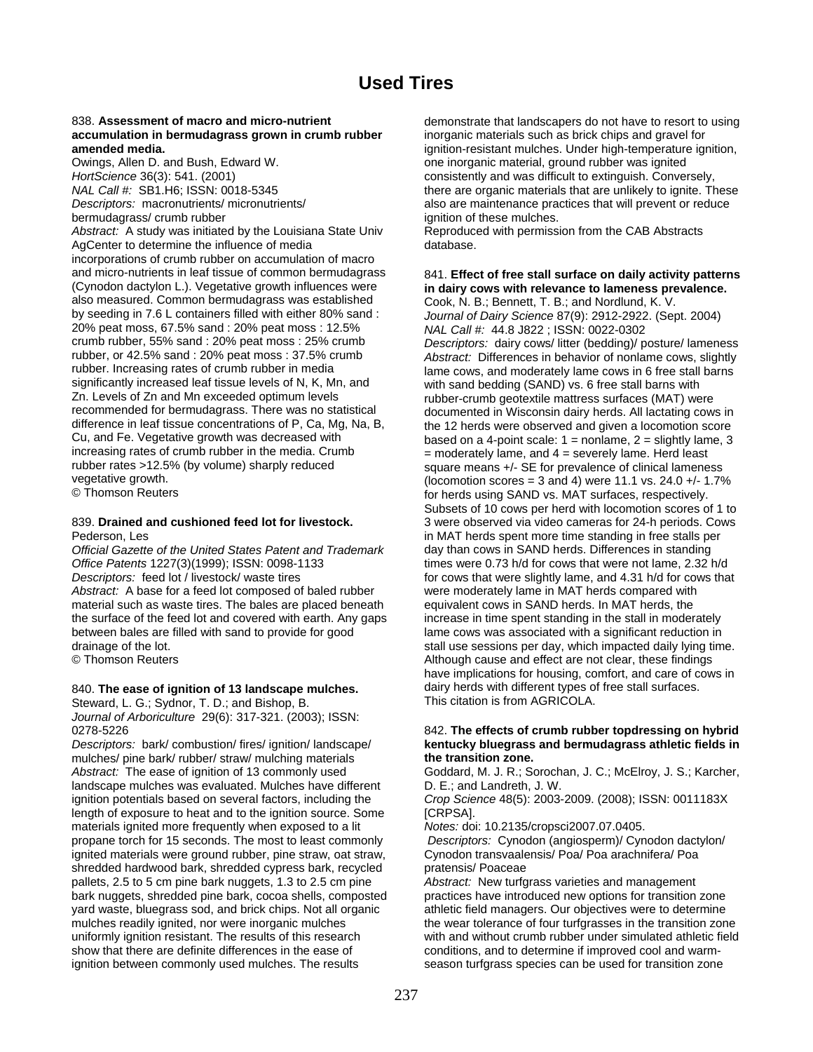# Used Tires

838. **Assessment of macro and micro-nutrient accumulation in bermudagrass grown in crumb rubber amended media.**
Owings, Allen D. and Bush, Edward W.
*HortScience* 36(3): 541. (2001)
*NAL Call #:* SB1.H6; ISSN: 0018-5345
*Descriptors:* macronutrients/ micronutrients/ bermudagrass/ crumb rubber
*Abstract:* A study was initiated by the Louisiana State Univ AgCenter to determine the influence of media incorporations of crumb rubber on accumulation of macro and micro-nutrients in leaf tissue of common bermudagrass (Cynodon dactylon L.). Vegetative growth influences were also measured. Common bermudagrass was established by seeding in 7.6 L containers filled with either 80% sand : 20% peat moss, 67.5% sand : 20% peat moss : 12.5% crumb rubber, 55% sand : 20% peat moss : 25% crumb rubber, or 42.5% sand : 20% peat moss : 37.5% crumb rubber. Increasing rates of crumb rubber in media significantly increased leaf tissue levels of N, K, Mn, and Zn. Levels of Zn and Mn exceeded optimum levels recommended for bermudagrass. There was no statistical difference in leaf tissue concentrations of P, Ca, Mg, Na, B, Cu, and Fe. Vegetative growth was decreased with increasing rates of crumb rubber in the media. Crumb rubber rates >12.5% (by volume) sharply reduced vegetative growth.
© Thomson Reuters

839. **Drained and cushioned feed lot for livestock.**
Pederson, Les
*Official Gazette of the United States Patent and Trademark Office Patents* 1227(3)(1999); ISSN: 0098-1133
*Descriptors:* feed lot / livestock/ waste tires
*Abstract:* A base for a feed lot composed of baled rubber material such as waste tires. The bales are placed beneath the surface of the feed lot and covered with earth. Any gaps between bales are filled with sand to provide for good drainage of the lot.
© Thomson Reuters

840. **The ease of ignition of 13 landscape mulches.**
Steward, L. G.; Sydnor, T. D.; and Bishop, B.
*Journal of Arboriculture* 29(6): 317-321. (2003); ISSN: 0278-5226
*Descriptors:* bark/ combustion/ fires/ ignition/ landscape/ mulches/ pine bark/ rubber/ straw/ mulching materials
*Abstract:* The ease of ignition of 13 commonly used landscape mulches was evaluated. Mulches have different ignition potentials based on several factors, including the length of exposure to heat and to the ignition source. Some materials ignited more frequently when exposed to a lit propane torch for 15 seconds. The most to least commonly ignited materials were ground rubber, pine straw, oat straw, shredded hardwood bark, shredded cypress bark, recycled pallets, 2.5 to 5 cm pine bark nuggets, 1.3 to 2.5 cm pine bark nuggets, shredded pine bark, cocoa shells, composted yard waste, bluegrass sod, and brick chips. Not all organic mulches readily ignited, nor were inorganic mulches uniformly ignition resistant. The results of this research show that there are definite differences in the ease of ignition between commonly used mulches. The results demonstrate that landscapers do not have to resort to using inorganic materials such as brick chips and gravel for ignition-resistant mulches. Under high-temperature ignition, one inorganic material, ground rubber was ignited consistently and was difficult to extinguish. Conversely, there are organic materials that are unlikely to ignite. These also are maintenance practices that will prevent or reduce ignition of these mulches.
Reproduced with permission from the CAB Abstracts database.

841. **Effect of free stall surface on daily activity patterns in dairy cows with relevance to lameness prevalence.**
Cook, N. B.; Bennett, T. B.; and Nordlund, K. V.
*Journal of Dairy Science* 87(9): 2912-2922. (Sept. 2004)
*NAL Call #:* 44.8 J822 ; ISSN: 0022-0302
*Descriptors:* dairy cows/ litter (bedding)/ posture/ lameness
*Abstract:* Differences in behavior of nonlame cows, slightly lame cows, and moderately lame cows in 6 free stall barns with sand bedding (SAND) vs. 6 free stall barns with rubber-crumb geotextile mattress surfaces (MAT) were documented in Wisconsin dairy herds. All lactating cows in the 12 herds were observed and given a locomotion score based on a 4-point scale: 1 = nonlame, 2 = slightly lame, 3 = moderately lame, and 4 = severely lame. Herd least square means +/- SE for prevalence of clinical lameness (locomotion scores = 3 and 4) were 11.1 vs. 24.0 +/- 1.7% for herds using SAND vs. MAT surfaces, respectively. Subsets of 10 cows per herd with locomotion scores of 1 to 3 were observed via video cameras for 24-h periods. Cows in MAT herds spent more time standing in free stalls per day than cows in SAND herds. Differences in standing times were 0.73 h/d for cows that were not lame, 2.32 h/d for cows that were slightly lame, and 4.31 h/d for cows that were moderately lame in MAT herds compared with equivalent cows in SAND herds. In MAT herds, the increase in time spent standing in the stall in moderately lame cows was associated with a significant reduction in stall use sessions per day, which impacted daily lying time. Although cause and effect are not clear, these findings have implications for housing, comfort, and care of cows in dairy herds with different types of free stall surfaces.
This citation is from AGRICOLA.

842. **The effects of crumb rubber topdressing on hybrid kentucky bluegrass and bermudagrass athletic fields in the transition zone.**
Goddard, M. J. R.; Sorochan, J. C.; McElroy, J. S.; Karcher, D. E.; and Landreth, J. W.
*Crop Science* 48(5): 2003-2009. (2008); ISSN: 0011183X [CRPSA].
*Notes:* doi: 10.2135/cropsci2007.07.0405.
*Descriptors:* Cynodon (angiosperm)/ Cynodon dactylon/ Cynodon transvaalensis/ Poa/ Poa arachnifera/ Poa pratensis/ Poaceae
*Abstract:* New turfgrass varieties and management practices have introduced new options for transition zone athletic field managers. Our objectives were to determine the wear tolerance of four turfgrasses in the transition zone with and without crumb rubber under simulated athletic field conditions, and to determine if improved cool and warm-season turfgrass species can be used for transition zone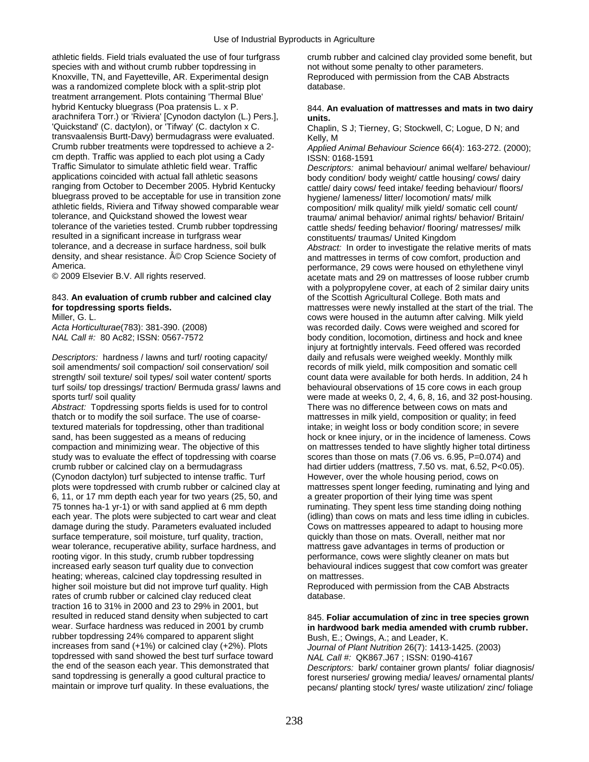athletic fields. Field trials evaluated the use of four turfgrass species with and without crumb rubber topdressing in Knoxville, TN, and Fayetteville, AR. Experimental design was a randomized complete block with a split-strip plot treatment arrangement. Plots containing 'Thermal Blue' hybrid Kentucky bluegrass (Poa pratensis L. x P. arachnifera Torr.) or 'Riviera' [Cynodon dactylon (L.) Pers.], 'Quickstand' (C. dactylon), or 'Tifway' (C. dactylon x C. transvaalensis Burtt-Davy) bermudagrass were evaluated. Crumb rubber treatments were topdressed to achieve a 2-cm depth. Traffic was applied to each plot using a Cady Traffic Simulator to simulate athletic field wear. Traffic applications coincided with actual fall athletic seasons ranging from October to December 2005. Hybrid Kentucky bluegrass proved to be acceptable for use in transition zone athletic fields, Riviera and Tifway showed comparable wear tolerance, and Quickstand showed the lowest wear tolerance of the varieties tested. Crumb rubber topdressing resulted in a significant increase in turfgrass wear tolerance, and a decrease in surface hardness, soil bulk density, and shear resistance. Â© Crop Science Society of America.
© 2009 Elsevier B.V. All rights reserved.

### 843. **An evaluation of crumb rubber and calcined clay for topdressing sports fields.**

Miller, G. L.

*Acta Horticulturae*(783): 381-390. (2008)
*NAL Call #:* 80 Ac82; ISSN: 0567-7572

*Descriptors:* hardness / lawns and turf/ rooting capacity/ soil amendments/ soil compaction/ soil conservation/ soil strength/ soil texture/ soil types/ soil water content/ sports turf soils/ top dressings/ traction/ Bermuda grass/ lawns and sports turf/ soil quality

*Abstract:* Topdressing sports fields is used for to control thatch or to modify the soil surface. The use of coarse-textured materials for topdressing, other than traditional sand, has been suggested as a means of reducing compaction and minimizing wear. The objective of this study was to evaluate the effect of topdressing with coarse crumb rubber or calcined clay on a bermudagrass (Cynodon dactylon) turf subjected to intense traffic. Turf plots were topdressed with crumb rubber or calcined clay at 6, 11, or 17 mm depth each year for two years (25, 50, and 75 tonnes ha-1 yr-1) or with sand applied at 6 mm depth each year. The plots were subjected to cart wear and cleat damage during the study. Parameters evaluated included surface temperature, soil moisture, turf quality, traction, wear tolerance, recuperative ability, surface hardness, and rooting vigor. In this study, crumb rubber topdressing increased early season turf quality due to convection heating; whereas, calcined clay topdressing resulted in higher soil moisture but did not improve turf quality. High rates of crumb rubber or calcined clay reduced cleat traction 16 to 31% in 2000 and 23 to 29% in 2001, but resulted in reduced stand density when subjected to cart wear. Surface hardness was reduced in 2001 by crumb rubber topdressing 24% compared to apparent slight increases from sand (+1%) or calcined clay (+2%). Plots topdressed with sand showed the best turf surface toward the end of the season each year. This demonstrated that sand topdressing is generally a good cultural practice to maintain or improve turf quality. In these evaluations, the crumb rubber and calcined clay provided some benefit, but not without some penalty to other parameters.
Reproduced with permission from the CAB Abstracts database.

### 844. **An evaluation of mattresses and mats in two dairy units.**

Chaplin, S J; Tierney, G; Stockwell, C; Logue, D N; and Kelly, M

*Applied Animal Behaviour Science* 66(4): 163-272. (2000); ISSN: 0168-1591

*Descriptors:* animal behaviour/ animal welfare/ behaviour/ body condition/ body weight/ cattle housing/ cows/ dairy cattle/ dairy cows/ feed intake/ feeding behaviour/ floors/ hygiene/ lameness/ litter/ locomotion/ mats/ milk composition/ milk quality/ milk yield/ somatic cell count/ trauma/ animal behavior/ animal rights/ behavior/ Britain/ cattle sheds/ feeding behavior/ flooring/ matresses/ milk constituents/ traumas/ United Kingdom

*Abstract:* In order to investigate the relative merits of mats and mattresses in terms of cow comfort, production and performance, 29 cows were housed on ethylethene vinyl acetate mats and 29 on mattresses of loose rubber crumb with a polypropylene cover, at each of 2 similar dairy units of the Scottish Agricultural College. Both mats and mattresses were newly installed at the start of the trial. The cows were housed in the autumn after calving. Milk yield was recorded daily. Cows were weighed and scored for body condition, locomotion, dirtiness and hock and knee injury at fortnightly intervals. Feed offered was recorded daily and refusals were weighed weekly. Monthly milk records of milk yield, milk composition and somatic cell count data were available for both herds. In addition, 24 h behavioural observations of 15 core cows in each group were made at weeks 0, 2, 4, 6, 8, 16, and 32 post-housing. There was no difference between cows on mats and mattresses in milk yield, composition or quality; in feed intake; in weight loss or body condition score; in severe hock or knee injury, or in the incidence of lameness. Cows on mattresses tended to have slightly higher total dirtiness scores than those on mats (7.06 vs. 6.95, P=0.074) and had dirtier udders (mattress, 7.50 vs. mat, 6.52, P<0.05). However, over the whole housing period, cows on mattresses spent longer feeding, ruminating and lying and a greater proportion of their lying time was spent ruminating. They spent less time standing doing nothing (idling) than cows on mats and less time idling in cubicles. Cows on mattresses appeared to adapt to housing more quickly than those on mats. Overall, neither mat nor mattress gave advantages in terms of production or performance, cows were slightly cleaner on mats but behavioural indices suggest that cow comfort was greater on mattresses.
Reproduced with permission from the CAB Abstracts database.

### 845. **Foliar accumulation of zinc in tree species grown in hardwood bark media amended with crumb rubber.**

Bush, E.; Owings, A.; and Leader, K.

*Journal of Plant Nutrition* 26(7): 1413-1425. (2003)
*NAL Call #:* QK867.J67 ; ISSN: 0190-4167

*Descriptors:* bark/ container grown plants/ foliar diagnosis/ forest nurseries/ growing media/ leaves/ ornamental plants/ pecans/ planting stock/ tyres/ waste utilization/ zinc/ foliage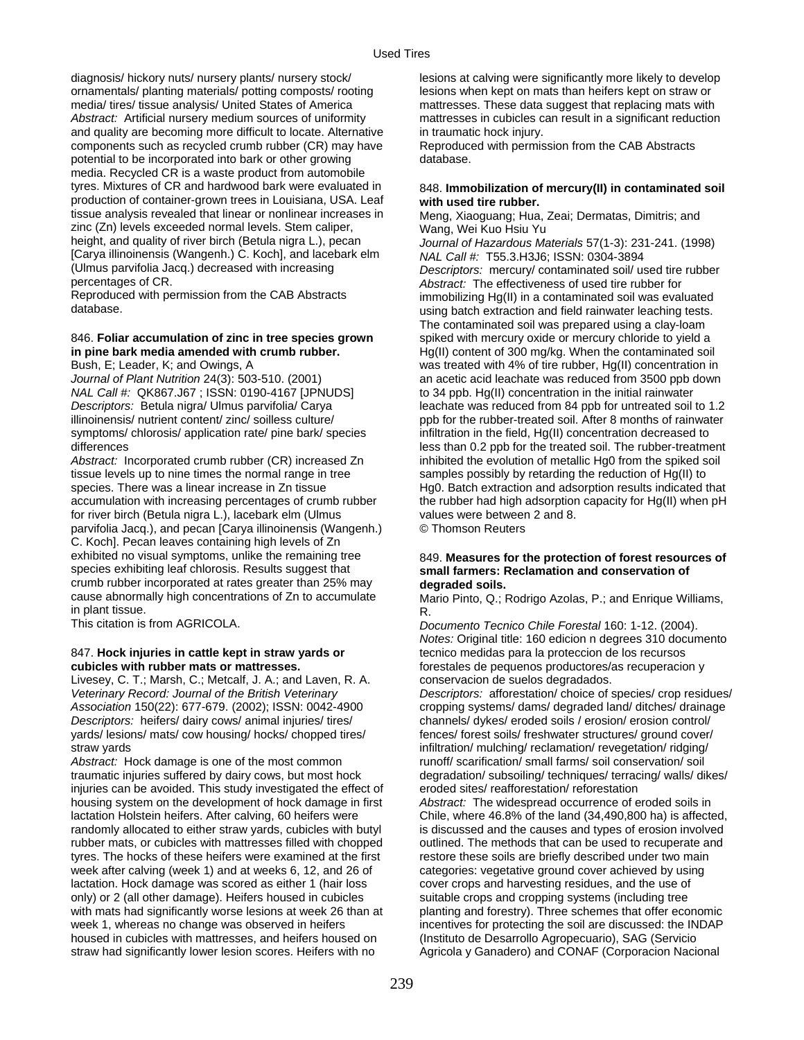diagnosis/ hickory nuts/ nursery plants/ nursery stock/ ornamentals/ planting materials/ potting composts/ rooting media/ tires/ tissue analysis/ United States of America
*Abstract:* Artificial nursery medium sources of uniformity and quality are becoming more difficult to locate. Alternative components such as recycled crumb rubber (CR) may have potential to be incorporated into bark or other growing media. Recycled CR is a waste product from automobile tyres. Mixtures of CR and hardwood bark were evaluated in production of container-grown trees in Louisiana, USA. Leaf tissue analysis revealed that linear or nonlinear increases in zinc (Zn) levels exceeded normal levels. Stem caliper, height, and quality of river birch (Betula nigra L.), pecan [Carya illinoinensis (Wangenh.) C. Koch], and lacebark elm (Ulmus parvifolia Jacq.) decreased with increasing percentages of CR.
Reproduced with permission from the CAB Abstracts database.

846. **Foliar accumulation of zinc in tree species grown in pine bark media amended with crumb rubber.**
Bush, E; Leader, K; and Owings, A
*Journal of Plant Nutrition* 24(3): 503-510. (2001)
*NAL Call #:* QK867.J67 ; ISSN: 0190-4167 [JPNUDS]
*Descriptors:* Betula nigra/ Ulmus parvifolia/ Carya illinoinensis/ nutrient content/ zinc/ soilless culture/ symptoms/ chlorosis/ application rate/ pine bark/ species differences
*Abstract:* Incorporated crumb rubber (CR) increased Zn tissue levels up to nine times the normal range in tree species. There was a linear increase in Zn tissue accumulation with increasing percentages of crumb rubber for river birch (Betula nigra L.), lacebark elm (Ulmus parvifolia Jacq.), and pecan [Carya illinoinensis (Wangenh.) C. Koch]. Pecan leaves containing high levels of Zn exhibited no visual symptoms, unlike the remaining tree species exhibiting leaf chlorosis. Results suggest that crumb rubber incorporated at rates greater than 25% may cause abnormally high concentrations of Zn to accumulate in plant tissue.
This citation is from AGRICOLA.

847. **Hock injuries in cattle kept in straw yards or cubicles with rubber mats or mattresses.**
Livesey, C. T.; Marsh, C.; Metcalf, J. A.; and Laven, R. A.
*Veterinary Record: Journal of the British Veterinary Association* 150(22): 677-679. (2002); ISSN: 0042-4900
*Descriptors:* heifers/ dairy cows/ animal injuries/ tires/ yards/ lesions/ mats/ cow housing/ hocks/ chopped tires/ straw yards
*Abstract:* Hock damage is one of the most common traumatic injuries suffered by dairy cows, but most hock injuries can be avoided. This study investigated the effect of housing system on the development of hock damage in first lactation Holstein heifers. After calving, 60 heifers were randomly allocated to either straw yards, cubicles with butyl rubber mats, or cubicles with mattresses filled with chopped tyres. The hocks of these heifers were examined at the first week after calving (week 1) and at weeks 6, 12, and 26 of lactation. Hock damage was scored as either 1 (hair loss only) or 2 (all other damage). Heifers housed in cubicles with mats had significantly worse lesions at week 26 than at week 1, whereas no change was observed in heifers housed in cubicles with mattresses, and heifers housed on straw had significantly lower lesion scores. Heifers with no lesions at calving were significantly more likely to develop lesions when kept on mats than heifers kept on straw or mattresses. These data suggest that replacing mats with mattresses in cubicles can result in a significant reduction in traumatic hock injury.
Reproduced with permission from the CAB Abstracts database.

848. **Immobilization of mercury(II) in contaminated soil with used tire rubber.**
Meng, Xiaoguang; Hua, Zeai; Dermatas, Dimitris; and Wang, Wei Kuo Hsiu Yu
*Journal of Hazardous Materials* 57(1-3): 231-241. (1998)
*NAL Call #:* T55.3.H3J6; ISSN: 0304-3894
*Descriptors:* mercury/ contaminated soil/ used tire rubber
*Abstract:* The effectiveness of used tire rubber for immobilizing Hg(II) in a contaminated soil was evaluated using batch extraction and field rainwater leaching tests. The contaminated soil was prepared using a clay-loam spiked with mercury oxide or mercury chloride to yield a Hg(II) content of 300 mg/kg. When the contaminated soil was treated with 4% of tire rubber, Hg(II) concentration in an acetic acid leachate was reduced from 3500 ppb down to 34 ppb. Hg(II) concentration in the initial rainwater leachate was reduced from 84 ppb for untreated soil to 1.2 ppb for the rubber-treated soil. After 8 months of rainwater infiltration in the field, Hg(II) concentration decreased to less than 0.2 ppb for the treated soil. The rubber-treatment inhibited the evolution of metallic $Hg^0$ from the spiked soil samples possibly by retarding the reduction of Hg(II) to $Hg^0$. Batch extraction and adsorption results indicated that the rubber had high adsorption capacity for Hg(II) when pH values were between 2 and 8.
© Thomson Reuters

849. **Measures for the protection of forest resources of small farmers: Reclamation and conservation of degraded soils.**
Mario Pinto, Q.; Rodrigo Azolas, P.; and Enrique Williams, R.
*Documento Tecnico Chile Forestal* 160: 1-12. (2004).
*Notes:* Original title: 160 edicion n degrees 310 documento tecnico medidas para la proteccion de los recursos forestales de pequenos productores/as recuperacion y conservacion de suelos degradados.
*Descriptors:* afforestation/ choice of species/ crop residues/ cropping systems/ dams/ degraded land/ ditches/ drainage channels/ dykes/ eroded soils / erosion/ erosion control/ fences/ forest soils/ freshwater structures/ ground cover/ infiltration/ mulching/ reclamation/ revegetation/ ridging/ runoff/ scarification/ small farms/ soil conservation/ soil degradation/ subsoiling/ techniques/ terracing/ walls/ dikes/ eroded sites/ reafforestation/ reforestation
*Abstract:* The widespread occurrence of eroded soils in Chile, where 46.8% of the land (34,490,800 ha) is affected, is discussed and the causes and types of erosion involved outlined. The methods that can be used to recuperate and restore these soils are briefly described under two main categories: vegetative ground cover achieved by using cover crops and harvesting residues, and the use of suitable crops and cropping systems (including tree planting and forestry). Three schemes that offer economic incentives for protecting the soil are discussed: the INDAP (Instituto de Desarrollo Agropecuario), SAG (Servicio Agricola y Ganadero) and CONAF (Corporacion Nacional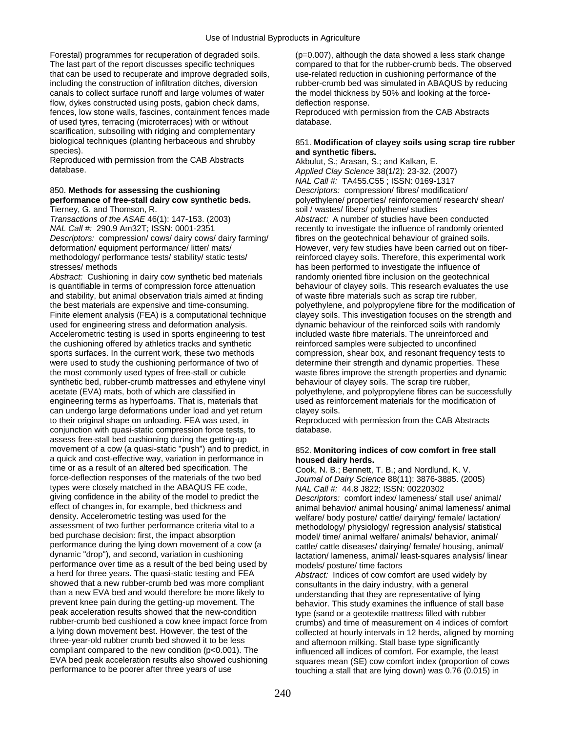Forestal) programmes for recuperation of degraded soils. The last part of the report discusses specific techniques that can be used to recuperate and improve degraded soils, including the construction of infiltration ditches, diversion canals to collect surface runoff and large volumes of water flow, dykes constructed using posts, gabion check dams, fences, low stone walls, fascines, containment fences made of used tyres, terracing (microterraces) with or without scarification, subsoiling with ridging and complementary biological techniques (planting herbaceous and shrubby species).
Reproduced with permission from the CAB Abstracts database.

850. **Methods for assessing the cushioning performance of free-stall dairy cow synthetic beds.**
Tierney, G. and Thomson, R.
*Transactions of the ASAE* 46(1): 147-153. (2003)
*NAL Call #:* 290.9 Am32T; ISSN: 0001-2351
*Descriptors:* compression/ cows/ dairy cows/ dairy farming/ deformation/ equipment performance/ litter/ mats/ methodology/ performance tests/ stability/ static tests/ stresses/ methods
*Abstract:* Cushioning in dairy cow synthetic bed materials is quantifiable in terms of compression force attenuation and stability, but animal observation trials aimed at finding the best materials are expensive and time-consuming. Finite element analysis (FEA) is a computational technique used for engineering stress and deformation analysis. Accelerometric testing is used in sports engineering to test the cushioning offered by athletics tracks and synthetic sports surfaces. In the current work, these two methods were used to study the cushioning performance of two of the most commonly used types of free-stall or cubicle synthetic bed, rubber-crumb mattresses and ethylene vinyl acetate (EVA) mats, both of which are classified in engineering terms as hyperfoams. That is, materials that can undergo large deformations under load and yet return to their original shape on unloading. FEA was used, in conjunction with quasi-static compression force tests, to assess free-stall bed cushioning during the getting-up movement of a cow (a quasi-static "push") and to predict, in a quick and cost-effective way, variation in performance in time or as a result of an altered bed specification. The force-deflection responses of the materials of the two bed types were closely matched in the ABAQUS FE code, giving confidence in the ability of the model to predict the effect of changes in, for example, bed thickness and density. Accelerometric testing was used for the assessment of two further performance criteria vital to a bed purchase decision: first, the impact absorption performance during the lying down movement of a cow (a dynamic "drop"), and second, variation in cushioning performance over time as a result of the bed being used by a herd for three years. The quasi-static testing and FEA showed that a new rubber-crumb bed was more compliant than a new EVA bed and would therefore be more likely to prevent knee pain during the getting-up movement. The peak acceleration results showed that the new-condition rubber-crumb bed cushioned a cow knee impact force from a lying down movement best. However, the test of the three-year-old rubber crumb bed showed it to be less compliant compared to the new condition ($p<0.001$). The EVA bed peak acceleration results also showed cushioning performance to be poorer after three years of use ($p=0.007$), although the data showed a less stark change compared to that for the rubber-crumb beds. The observed use-related reduction in cushioning performance of the rubber-crumb bed was simulated in ABAQUS by reducing the model thickness by 50% and looking at the force-deflection response.
Reproduced with permission from the CAB Abstracts database.

851. **Modification of clayey soils using scrap tire rubber and synthetic fibers.**
Akbulut, S.; Arasan, S.; and Kalkan, E.
*Applied Clay Science* 38(1/2): 23-32. (2007)
*NAL Call #:* TA455.C55 ; ISSN: 0169-1317
*Descriptors:* compression/ fibres/ modification/ polyethylene/ properties/ reinforcement/ research/ shear/ soil / wastes/ fibers/ polythene/ studies
*Abstract:* A number of studies have been conducted recently to investigate the influence of randomly oriented fibres on the geotechnical behaviour of grained soils. However, very few studies have been carried out on fiber-reinforced clayey soils. Therefore, this experimental work has been performed to investigate the influence of randomly oriented fibre inclusion on the geotechnical behaviour of clayey soils. This research evaluates the use of waste fibre materials such as scrap tire rubber, polyethylene, and polypropylene fibre for the modification of clayey soils. This investigation focuses on the strength and dynamic behaviour of the reinforced soils with randomly included waste fibre materials. The unreinforced and reinforced samples were subjected to unconfined compression, shear box, and resonant frequency tests to determine their strength and dynamic properties. These waste fibres improve the strength properties and dynamic behaviour of clayey soils. The scrap tire rubber, polyethylene, and polypropylene fibres can be successfully used as reinforcement materials for the modification of clayey soils.
Reproduced with permission from the CAB Abstracts database.

852. **Monitoring indices of cow comfort in free stall housed dairy herds.**
Cook, N. B.; Bennett, T. B.; and Nordlund, K. V.
*Journal of Dairy Science* 88(11): 3876-3885. (2005)
*NAL Call #:* 44.8 J822; ISSN: 00220302
*Descriptors:* comfort index/ lameness/ stall use/ animal/ animal behavior/ animal housing/ animal lameness/ animal welfare/ body posture/ cattle/ dairying/ female/ lactation/ methodology/ physiology/ regression analysis/ statistical model/ time/ animal welfare/ animals/ behavior, animal/ cattle/ cattle diseases/ dairying/ female/ housing, animal/ lactation/ lameness, animal/ least-squares analysis/ linear models/ posture/ time factors
*Abstract:* Indices of cow comfort are used widely by consultants in the dairy industry, with a general understanding that they are representative of lying behavior. This study examines the influence of stall base type (sand or a geotextile mattress filled with rubber crumbs) and time of measurement on 4 indices of comfort collected at hourly intervals in 12 herds, aligned by morning and afternoon milking. Stall base type significantly influenced all indices of comfort. For example, the least squares mean (SE) cow comfort index (proportion of cows touching a stall that are lying down) was 0.76 (0.015) in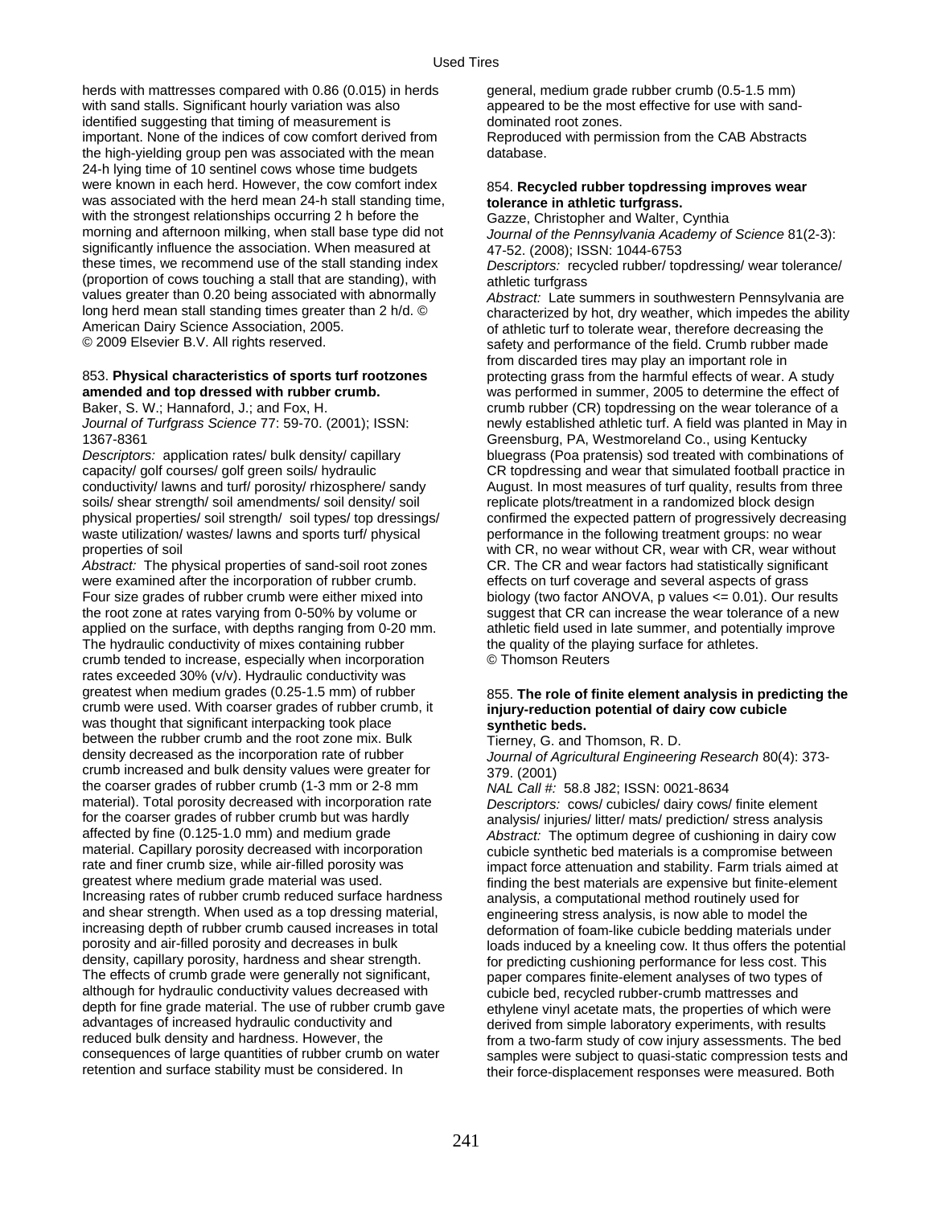herds with mattresses compared with 0.86 (0.015) in herds with sand stalls. Significant hourly variation was also identified suggesting that timing of measurement is important. None of the indices of cow comfort derived from the high-yielding group pen was associated with the mean 24-h lying time of 10 sentinel cows whose time budgets were known in each herd. However, the cow comfort index was associated with the herd mean 24-h stall standing time, with the strongest relationships occurring 2 h before the morning and afternoon milking, when stall base type did not significantly influence the association. When measured at these times, we recommend use of the stall standing index (proportion of cows touching a stall that are standing), with values greater than 0.20 being associated with abnormally long herd mean stall standing times greater than 2 h/d. © American Dairy Science Association, 2005.
© 2009 Elsevier B.V. All rights reserved.

853. **Physical characteristics of sports turf rootzones amended and top dressed with rubber crumb.**
Baker, S. W.; Hannaford, J.; and Fox, H.
*Journal of Turfgrass Science* 77: 59-70. (2001); ISSN: 1367-8361
*Descriptors:* application rates/ bulk density/ capillary capacity/ golf courses/ golf green soils/ hydraulic conductivity/ lawns and turf/ porosity/ rhizosphere/ sandy soils/ shear strength/ soil amendments/ soil density/ soil physical properties/ soil strength/ soil types/ top dressings/ waste utilization/ wastes/ lawns and sports turf/ physical properties of soil
*Abstract:* The physical properties of sand-soil root zones were examined after the incorporation of rubber crumb. Four size grades of rubber crumb were either mixed into the root zone at rates varying from 0-50% by volume or applied on the surface, with depths ranging from 0-20 mm. The hydraulic conductivity of mixes containing rubber crumb tended to increase, especially when incorporation rates exceeded 30% (v/v). Hydraulic conductivity was greatest when medium grades (0.25-1.5 mm) of rubber crumb were used. With coarser grades of rubber crumb, it was thought that significant interpacking took place between the rubber crumb and the root zone mix. Bulk density decreased as the incorporation rate of rubber crumb increased and bulk density values were greater for the coarser grades of rubber crumb (1-3 mm or 2-8 mm material). Total porosity decreased with incorporation rate for the coarser grades of rubber crumb but was hardly affected by fine (0.125-1.0 mm) and medium grade material. Capillary porosity decreased with incorporation rate and finer crumb size, while air-filled porosity was greatest where medium grade material was used. Increasing rates of rubber crumb reduced surface hardness and shear strength. When used as a top dressing material, increasing depth of rubber crumb caused increases in total porosity and air-filled porosity and decreases in bulk density, capillary porosity, hardness and shear strength. The effects of crumb grade were generally not significant, although for hydraulic conductivity values decreased with depth for fine grade material. The use of rubber crumb gave advantages of increased hydraulic conductivity and reduced bulk density and hardness. However, the consequences of large quantities of rubber crumb on water retention and surface stability must be considered. In general, medium grade rubber crumb (0.5-1.5 mm) appeared to be the most effective for use with sand-dominated root zones.
Reproduced with permission from the CAB Abstracts database.

854. **Recycled rubber topdressing improves wear tolerance in athletic turfgrass.**
Gazze, Christopher and Walter, Cynthia
*Journal of the Pennsylvania Academy of Science* 81(2-3): 47-52. (2008); ISSN: 1044-6753
*Descriptors:* recycled rubber/ topdressing/ wear tolerance/ athletic turfgrass
*Abstract:* Late summers in southwestern Pennsylvania are characterized by hot, dry weather, which impedes the ability of athletic turf to tolerate wear, therefore decreasing the safety and performance of the field. Crumb rubber made from discarded tires may play an important role in protecting grass from the harmful effects of wear. A study was performed in summer, 2005 to determine the effect of crumb rubber (CR) topdressing on the wear tolerance of a newly established athletic turf. A field was planted in May in Greensburg, PA, Westmoreland Co., using Kentucky bluegrass (Poa pratensis) sod treated with combinations of CR topdressing and wear that simulated football practice in August. In most measures of turf quality, results from three replicate plots/treatment in a randomized block design confirmed the expected pattern of progressively decreasing performance in the following treatment groups: no wear with CR, no wear without CR, wear with CR, wear without CR. The CR and wear factors had statistically significant effects on turf coverage and several aspects of grass biology (two factor ANOVA, p values <= 0.01). Our results suggest that CR can increase the wear tolerance of a new athletic field used in late summer, and potentially improve the quality of the playing surface for athletes.
© Thomson Reuters

855. **The role of finite element analysis in predicting the injury-reduction potential of dairy cow cubicle synthetic beds.**
Tierney, G. and Thomson, R. D.
*Journal of Agricultural Engineering Research* 80(4): 373-379. (2001)
*NAL Call #:* 58.8 J82; ISSN: 0021-8634
*Descriptors:* cows/ cubicles/ dairy cows/ finite element analysis/ injuries/ litter/ mats/ prediction/ stress analysis
*Abstract:* The optimum degree of cushioning in dairy cow cubicle synthetic bed materials is a compromise between impact force attenuation and stability. Farm trials aimed at finding the best materials are expensive but finite-element analysis, a computational method routinely used for engineering stress analysis, is now able to model the deformation of foam-like cubicle bedding materials under loads induced by a kneeling cow. It thus offers the potential for predicting cushioning performance for less cost. This paper compares finite-element analyses of two types of cubicle bed, recycled rubber-crumb mattresses and ethylene vinyl acetate mats, the properties of which were derived from simple laboratory experiments, with results from a two-farm study of cow injury assessments. The bed samples were subject to quasi-static compression tests and their force-displacement responses were measured. Both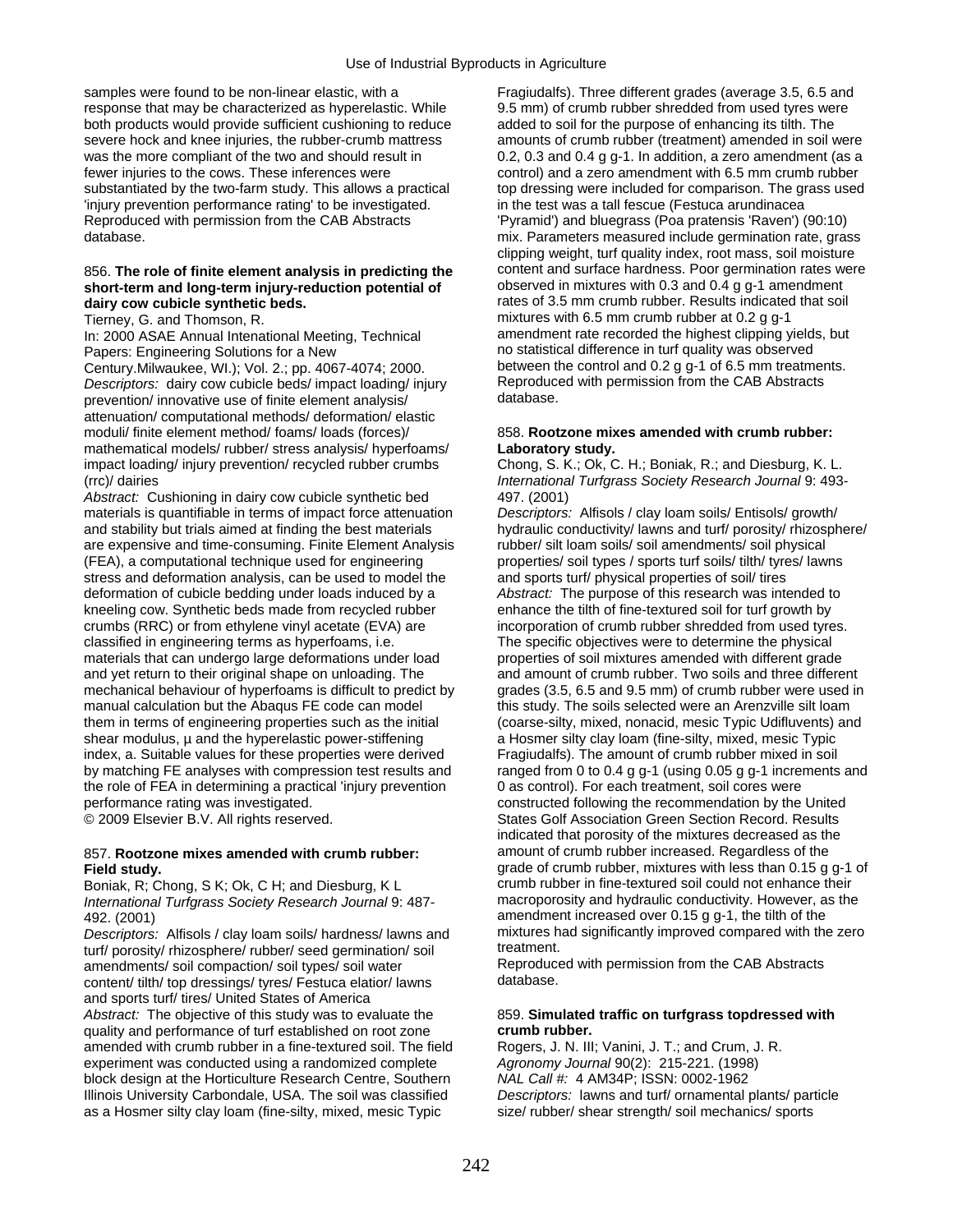samples were found to be non-linear elastic, with a response that may be characterized as hyperelastic. While both products would provide sufficient cushioning to reduce severe hock and knee injuries, the rubber-crumb mattress was the more compliant of the two and should result in fewer injuries to the cows. These inferences were substantiated by the two-farm study. This allows a practical 'injury prevention performance rating' to be investigated. Reproduced with permission from the CAB Abstracts database.

856. **The role of finite element analysis in predicting the short-term and long-term injury-reduction potential of dairy cow cubicle synthetic beds.**

Tierney, G. and Thomson, R.

In: 2000 ASAE Annual Intenational Meeting, Technical Papers: Engineering Solutions for a New Century.Milwaukee, WI.); Vol. 2.; pp. 4067-4074; 2000.

*Descriptors:* dairy cow cubicle beds/ impact loading/ injury prevention/ innovative use of finite element analysis/ attenuation/ computational methods/ deformation/ elastic moduli/ finite element method/ foams/ loads (forces)/ mathematical models/ rubber/ stress analysis/ hyperfoams/ impact loading/ injury prevention/ recycled rubber crumbs (rrc)/ dairies

*Abstract:* Cushioning in dairy cow cubicle synthetic bed materials is quantifiable in terms of impact force attenuation and stability but trials aimed at finding the best materials are expensive and time-consuming. Finite Element Analysis (FEA), a computational technique used for engineering stress and deformation analysis, can be used to model the deformation of cubicle bedding under loads induced by a kneeling cow. Synthetic beds made from recycled rubber crumbs (RRC) or from ethylene vinyl acetate (EVA) are classified in engineering terms as hyperfoams, i.e. materials that can undergo large deformations under load and yet return to their original shape on unloading. The mechanical behaviour of hyperfoams is difficult to predict by manual calculation but the Abaqus FE code can model them in terms of engineering properties such as the initial shear modulus, μ and the hyperelastic power-stiffening index, a. Suitable values for these properties were derived by matching FE analyses with compression test results and the role of FEA in determining a practical 'injury prevention performance rating was investigated.

© 2009 Elsevier B.V. All rights reserved.

857. **Rootzone mixes amended with crumb rubber: Field study.**

Boniak, R; Chong, S K; Ok, C H; and Diesburg, K L

*International Turfgrass Society Research Journal* 9: 487-492. (2001)

*Descriptors:* Alfisols / clay loam soils/ hardness/ lawns and turf/ porosity/ rhizosphere/ rubber/ seed germination/ soil amendments/ soil compaction/ soil types/ soil water content/ tilth/ top dressings/ tyres/ Festuca elatior/ lawns and sports turf/ tires/ United States of America

*Abstract:* The objective of this study was to evaluate the quality and performance of turf established on root zone amended with crumb rubber in a fine-textured soil. The field experiment was conducted using a randomized complete block design at the Horticulture Research Centre, Southern Illinois University Carbondale, USA. The soil was classified as a Hosmer silty clay loam (fine-silty, mixed, mesic Typic Fragiudalfs). Three different grades (average 3.5, 6.5 and 9.5 mm) of crumb rubber shredded from used tyres were added to soil for the purpose of enhancing its tilth. The amounts of crumb rubber (treatment) amended in soil were 0.2, 0.3 and 0.4 g g-1. In addition, a zero amendment (as a control) and a zero amendment with 6.5 mm crumb rubber top dressing were included for comparison. The grass used in the test was a tall fescue (Festuca arundinacea 'Pyramid') and bluegrass (Poa pratensis 'Raven') (90:10) mix. Parameters measured include germination rate, grass clipping weight, turf quality index, root mass, soil moisture content and surface hardness. Poor germination rates were observed in mixtures with 0.3 and 0.4 g g-1 amendment rates of 3.5 mm crumb rubber. Results indicated that soil mixtures with 6.5 mm crumb rubber at 0.2 g g-1 amendment rate recorded the highest clipping yields, but no statistical difference in turf quality was observed between the control and 0.2 g g-1 of 6.5 mm treatments. Reproduced with permission from the CAB Abstracts database.

858. **Rootzone mixes amended with crumb rubber: Laboratory study.**

Chong, S. K.; Ok, C. H.; Boniak, R.; and Diesburg, K. L.

*International Turfgrass Society Research Journal* 9: 493-497. (2001)

*Descriptors:* Alfisols / clay loam soils/ Entisols/ growth/ hydraulic conductivity/ lawns and turf/ porosity/ rhizosphere/ rubber/ silt loam soils/ soil amendments/ soil physical properties/ soil types / sports turf soils/ tilth/ tyres/ lawns and sports turf/ physical properties of soil/ tires

*Abstract:* The purpose of this research was intended to enhance the tilth of fine-textured soil for turf growth by incorporation of crumb rubber shredded from used tyres. The specific objectives were to determine the physical properties of soil mixtures amended with different grade and amount of crumb rubber. Two soils and three different grades (3.5, 6.5 and 9.5 mm) of crumb rubber were used in this study. The soils selected were an Arenzville silt loam (coarse-silty, mixed, nonacid, mesic Typic Udifluvents) and a Hosmer silty clay loam (fine-silty, mixed, mesic Typic Fragiudalfs). The amount of crumb rubber mixed in soil ranged from 0 to 0.4 g g-1 (using 0.05 g g-1 increments and 0 as control). For each treatment, soil cores were constructed following the recommendation by the United States Golf Association Green Section Record. Results indicated that porosity of the mixtures decreased as the amount of crumb rubber increased. Regardless of the grade of crumb rubber, mixtures with less than 0.15 g g-1 of crumb rubber in fine-textured soil could not enhance their macroporosity and hydraulic conductivity. However, as the amendment increased over 0.15 g g-1, the tilth of the mixtures had significantly improved compared with the zero treatment.

Reproduced with permission from the CAB Abstracts database.

859. **Simulated traffic on turfgrass topdressed with crumb rubber.**

Rogers, J. N. III; Vanini, J. T.; and Crum, J. R.

*Agronomy Journal* 90(2): 215-221. (1998)

*NAL Call #:* 4 AM34P; ISSN: 0002-1962

*Descriptors:* lawns and turf/ ornamental plants/ particle size/ rubber/ shear strength/ soil mechanics/ sports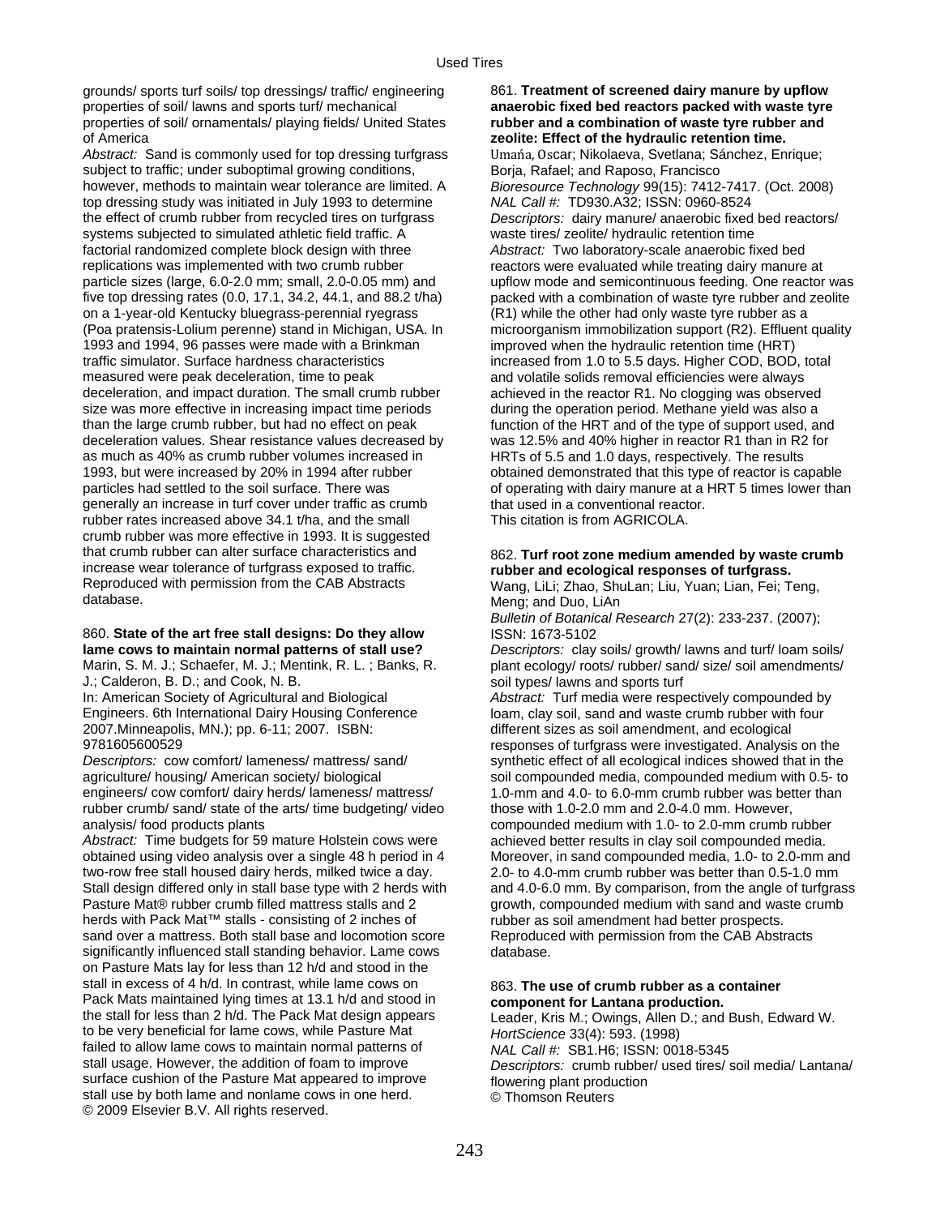grounds/ sports turf soils/ top dressings/ traffic/ engineering properties of soil/ lawns and sports turf/ mechanical properties of soil/ ornamentals/ playing fields/ United States of America

*Abstract:* Sand is commonly used for top dressing turfgrass subject to traffic; under suboptimal growing conditions, however, methods to maintain wear tolerance are limited. A top dressing study was initiated in July 1993 to determine the effect of crumb rubber from recycled tires on turfgrass systems subjected to simulated athletic field traffic. A factorial randomized complete block design with three replications was implemented with two crumb rubber particle sizes (large, 6.0-2.0 mm; small, 2.0-0.05 mm) and five top dressing rates (0.0, 17.1, 34.2, 44.1, and 88.2 t/ha) on a 1-year-old Kentucky bluegrass-perennial ryegrass (Poa pratensis-Lolium perenne) stand in Michigan, USA. In 1993 and 1994, 96 passes were made with a Brinkman traffic simulator. Surface hardness characteristics measured were peak deceleration, time to peak deceleration, and impact duration. The small crumb rubber size was more effective in increasing impact time periods than the large crumb rubber, but had no effect on peak deceleration values. Shear resistance values decreased by as much as 40% as crumb rubber volumes increased in 1993, but were increased by 20% in 1994 after rubber particles had settled to the soil surface. There was generally an increase in turf cover under traffic as crumb rubber rates increased above 34.1 t/ha, and the small crumb rubber was more effective in 1993. It is suggested that crumb rubber can alter surface characteristics and increase wear tolerance of turfgrass exposed to traffic.
Reproduced with permission from the CAB Abstracts database.

860. **State of the art free stall designs: Do they allow lame cows to maintain normal patterns of stall use?**
Marin, S. M. J.; Schaefer, M. J.; Mentink, R. L. ; Banks, R. J.; Calderon, B. D.; and Cook, N. B.
In: American Society of Agricultural and Biological Engineers. 6th International Dairy Housing Conference 2007.Minneapolis, MN.); pp. 6-11; 2007. ISBN: 9781605600529
*Descriptors:* cow comfort/ lameness/ mattress/ sand/ agriculture/ housing/ American society/ biological engineers/ cow comfort/ dairy herds/ lameness/ mattress/ rubber crumb/ sand/ state of the arts/ time budgeting/ video analysis/ food products plants
*Abstract:* Time budgets for 59 mature Holstein cows were obtained using video analysis over a single 48 h period in 4 two-row free stall housed dairy herds, milked twice a day. Stall design differed only in stall base type with 2 herds with Pasture Mat® rubber crumb filled mattress stalls and 2 herds with Pack Mat™ stalls - consisting of 2 inches of sand over a mattress. Both stall base and locomotion score significantly influenced stall standing behavior. Lame cows on Pasture Mats lay for less than 12 h/d and stood in the stall in excess of 4 h/d. In contrast, while lame cows on Pack Mats maintained lying times at 13.1 h/d and stood in the stall for less than 2 h/d. The Pack Mat design appears to be very beneficial for lame cows, while Pasture Mat failed to allow lame cows to maintain normal patterns of stall usage. However, the addition of foam to improve surface cushion of the Pasture Mat appeared to improve stall use by both lame and nonlame cows in one herd.
© 2009 Elsevier B.V. All rights reserved.

861. **Treatment of screened dairy manure by upflow anaerobic fixed bed reactors packed with waste tyre rubber and a combination of waste tyre rubber and zeolite: Effect of the hydraulic retention time.**
Umaña, Oscar; Nikolaeva, Svetlana; Sánchez, Enrique; Borja, Rafael; and Raposo, Francisco
*Bioresource Technology* 99(15): 7412-7417. (Oct. 2008)
*NAL Call #:* TD930.A32; ISSN: 0960-8524
*Descriptors:* dairy manure/ anaerobic fixed bed reactors/ waste tires/ zeolite/ hydraulic retention time
*Abstract:* Two laboratory-scale anaerobic fixed bed reactors were evaluated while treating dairy manure at upflow mode and semicontinuous feeding. One reactor was packed with a combination of waste tyre rubber and zeolite (R1) while the other had only waste tyre rubber as a microorganism immobilization support (R2). Effluent quality improved when the hydraulic retention time (HRT) increased from 1.0 to 5.5 days. Higher COD, BOD, total and volatile solids removal efficiencies were always achieved in the reactor R1. No clogging was observed during the operation period. Methane yield was also a function of the HRT and of the type of support used, and was 12.5% and 40% higher in reactor R1 than in R2 for HRTs of 5.5 and 1.0 days, respectively. The results obtained demonstrated that this type of reactor is capable of operating with dairy manure at a HRT 5 times lower than that used in a conventional reactor.
This citation is from AGRICOLA.

862. **Turf root zone medium amended by waste crumb rubber and ecological responses of turfgrass.**
Wang, LiLi; Zhao, ShuLan; Liu, Yuan; Lian, Fei; Teng, Meng; and Duo, LiAn
*Bulletin of Botanical Research* 27(2): 233-237. (2007); ISSN: 1673-5102
*Descriptors:* clay soils/ growth/ lawns and turf/ loam soils/ plant ecology/ roots/ rubber/ sand/ size/ soil amendments/ soil types/ lawns and sports turf
*Abstract:* Turf media were respectively compounded by loam, clay soil, sand and waste crumb rubber with four different sizes as soil amendment, and ecological responses of turfgrass were investigated. Analysis on the synthetic effect of all ecological indices showed that in the soil compounded media, compounded medium with 0.5- to 1.0-mm and 4.0- to 6.0-mm crumb rubber was better than those with 1.0-2.0 mm and 2.0-4.0 mm. However, compounded medium with 1.0- to 2.0-mm crumb rubber achieved better results in clay soil compounded media. Moreover, in sand compounded media, 1.0- to 2.0-mm and 2.0- to 4.0-mm crumb rubber was better than 0.5-1.0 mm and 4.0-6.0 mm. By comparison, from the angle of turfgrass growth, compounded medium with sand and waste crumb rubber as soil amendment had better prospects.
Reproduced with permission from the CAB Abstracts database.

863. **The use of crumb rubber as a container component for Lantana production.**
Leader, Kris M.; Owings, Allen D.; and Bush, Edward W.
*HortScience* 33(4): 593. (1998)
*NAL Call #:* SB1.H6; ISSN: 0018-5345
*Descriptors:* crumb rubber/ used tires/ soil media/ Lantana/ flowering plant production
© Thomson Reuters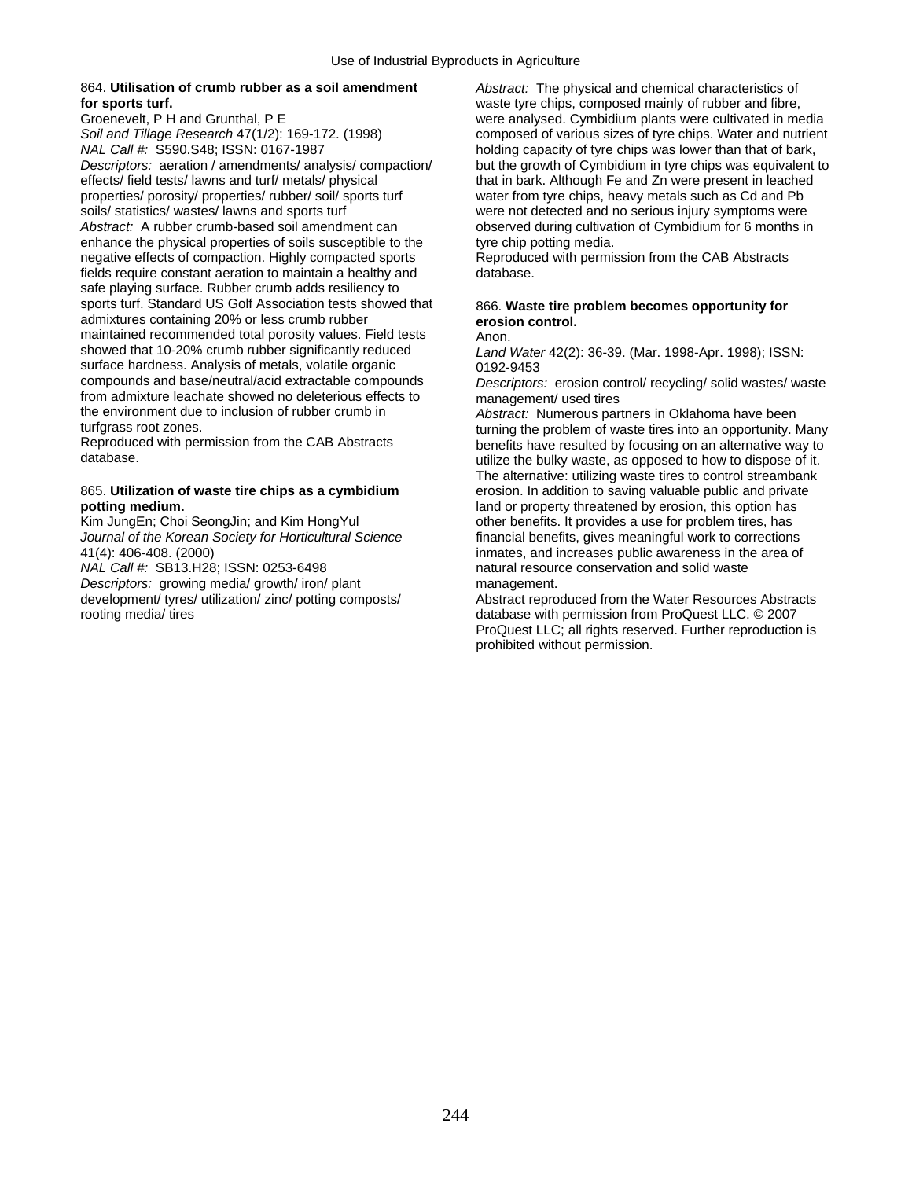864. **Utilisation of crumb rubber as a soil amendment for sports turf.**
Groenevelt, P H and Grunthal, P E
*Soil and Tillage Research* 47(1/2): 169-172. (1998)
*NAL Call #:* S590.S48; ISSN: 0167-1987
*Descriptors:* aeration / amendments/ analysis/ compaction/ effects/ field tests/ lawns and turf/ metals/ physical properties/ porosity/ properties/ rubber/ soil/ sports turf soils/ statistics/ wastes/ lawns and sports turf
*Abstract:* A rubber crumb-based soil amendment can enhance the physical properties of soils susceptible to the negative effects of compaction. Highly compacted sports fields require constant aeration to maintain a healthy and safe playing surface. Rubber crumb adds resiliency to sports turf. Standard US Golf Association tests showed that admixtures containing 20% or less crumb rubber maintained recommended total porosity values. Field tests showed that 10-20% crumb rubber significantly reduced surface hardness. Analysis of metals, volatile organic compounds and base/neutral/acid extractable compounds from admixture leachate showed no deleterious effects to the environment due to inclusion of rubber crumb in turfgrass root zones.
Reproduced with permission from the CAB Abstracts database.

865. **Utilization of waste tire chips as a cymbidium potting medium.**
Kim JungEn; Choi SeongJin; and Kim HongYul
*Journal of the Korean Society for Horticultural Science* 41(4): 406-408. (2000)
*NAL Call #:* SB13.H28; ISSN: 0253-6498
*Descriptors:* growing media/ growth/ iron/ plant development/ tyres/ utilization/ zinc/ potting composts/ rooting media/ tires
*Abstract:* The physical and chemical characteristics of waste tyre chips, composed mainly of rubber and fibre, were analysed. Cymbidium plants were cultivated in media composed of various sizes of tyre chips. Water and nutrient holding capacity of tyre chips was lower than that of bark, but the growth of Cymbidium in tyre chips was equivalent to that in bark. Although Fe and Zn were present in leached water from tyre chips, heavy metals such as Cd and Pb were not detected and no serious injury symptoms were observed during cultivation of Cymbidium for 6 months in tyre chip potting media.
Reproduced with permission from the CAB Abstracts database.

866. **Waste tire problem becomes opportunity for erosion control.**
Anon.
*Land Water* 42(2): 36-39. (Mar. 1998-Apr. 1998); ISSN: 0192-9453
*Descriptors:* erosion control/ recycling/ solid wastes/ waste management/ used tires
*Abstract:* Numerous partners in Oklahoma have been turning the problem of waste tires into an opportunity. Many benefits have resulted by focusing on an alternative way to utilize the bulky waste, as opposed to how to dispose of it. The alternative: utilizing waste tires to control streambank erosion. In addition to saving valuable public and private land or property threatened by erosion, this option has other benefits. It provides a use for problem tires, has financial benefits, gives meaningful work to corrections inmates, and increases public awareness in the area of natural resource conservation and solid waste management.
Abstract reproduced from the Water Resources Abstracts database with permission from ProQuest LLC. © 2007 ProQuest LLC; all rights reserved. Further reproduction is prohibited without permission.